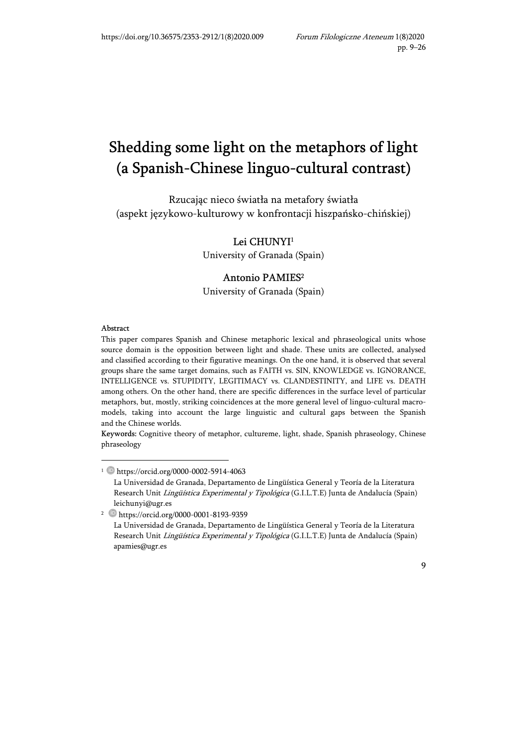# Shedding some light on the metaphors of light (a Spanish-Chinese linguo-cultural contrast)

Rzucając nieco światła na metafory światła (aspekt językowo-kulturowy w konfrontacji hiszpańsko-chińskiej)

**Lei CHUNYI**[1]
University of Granada (Spain)

**Antonio PAMIES**[2]
University of Granada (Spain)

**Abstract**

This paper compares Spanish and Chinese metaphoric lexical and phraseological units whose source domain is the opposition between light and shade. These units are collected, analysed and classified according to their figurative meanings. On the one hand, it is observed that several groups share the same target domains, such as FAITH vs. SIN, KNOWLEDGE vs. IGNORANCE, INTELLIGENCE vs. STUPIDITY, LEGITIMACY vs. CLANDESTINITY, and LIFE vs. DEATH among others. On the other hand, there are specific differences in the surface level of particular metaphors, but, mostly, striking coincidences at the more general level of linguo-cultural macro-models, taking into account the large linguistic and cultural gaps between the Spanish and the Chinese worlds.

**Keywords:** Cognitive theory of metaphor, cultureme, light, shade, Spanish phraseology, Chinese phraseology

---

[1] https://orcid.org/0000-0002-5914-4063
La Universidad de Granada, Departamento de Lingüística General y Teoría de la Literatura Research Unit *Lingüística Experimental y Tipológica* (G.I.L.T.E) Junta de Andalucía (Spain)
leichunyi@ugr.es

[2] https://orcid.org/0000-0001-8193-9359
La Universidad de Granada, Departamento de Lingüística General y Teoría de la Literatura Research Unit *Lingüística Experimental y Tipológica* (G.I.L.T.E) Junta de Andalucía (Spain)
apamies@ugr.es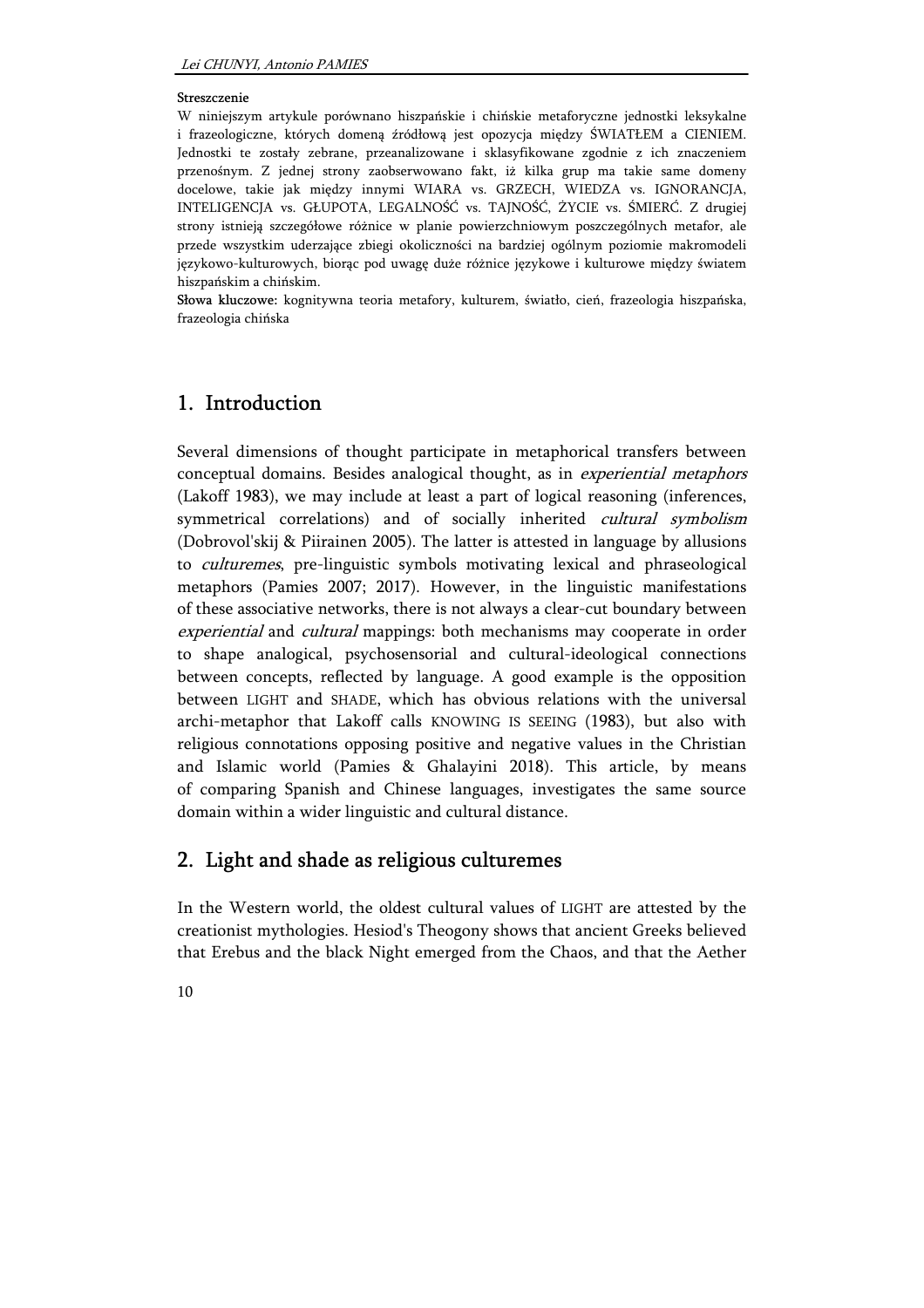**Streszczenie**

W niniejszym artykule porównano hiszpańskie i chińskie metaforyczne jednostki leksykalne i frazeologiczne, których domeną źródłową jest opozycja między ŚWIATŁEM a CIENIEM. Jednostki te zostały zebrane, przeanalizowane i sklasyfikowane zgodnie z ich znaczeniem przenośnym. Z jednej strony zaobserwowano fakt, iż kilka grup ma takie same domeny docelowe, takie jak między innymi WIARA vs. GRZECH, WIEDZA vs. IGNORANCJA, INTELIGENCJA vs. GŁUPOTA, LEGALNOŚĆ vs. TAJNOŚĆ, ŻYCIE vs. ŚMIERĆ. Z drugiej strony istnieją szczegółowe różnice w planie powierzchniowym poszczególnych metafor, ale przede wszystkim uderzające zbiegi okoliczności na bardziej ogólnym poziomie makromodeli językowo-kulturowych, biorąc pod uwagę duże różnice językowe i kulturowe między światem hiszpańskim a chińskim.

**Słowa kluczowe**: kognitywna teoria metafory, kulturem, światło, cień, frazeologia hiszpańska, frazeologia chińska

## 1. Introduction

Several dimensions of thought participate in metaphorical transfers between conceptual domains. Besides analogical thought, as in *experiential metaphors* (Lakoff 1983), we may include at least a part of logical reasoning (inferences, symmetrical correlations) and of socially inherited *cultural symbolism* (Dobrovol'skij & Piirainen 2005). The latter is attested in language by allusions to *culturemes*, pre-linguistic symbols motivating lexical and phraseological metaphors (Pamies 2007; 2017). However, in the linguistic manifestations of these associative networks, there is not always a clear-cut boundary between *experiential* and *cultural* mappings: both mechanisms may cooperate in order to shape analogical, psychosensorial and cultural-ideological connections between concepts, reflected by language. A good example is the opposition between LIGHT and SHADE, which has obvious relations with the universal archi-metaphor that Lakoff calls KNOWING IS SEEING (1983), but also with religious connotations opposing positive and negative values in the Christian and Islamic world (Pamies & Ghalayini 2018). This article, by means of comparing Spanish and Chinese languages, investigates the same source domain within a wider linguistic and cultural distance.

## 2. Light and shade as religious culturemes

In the Western world, the oldest cultural values of LIGHT are attested by the creationist mythologies. Hesiod's Theogony shows that ancient Greeks believed that Erebus and the black Night emerged from the Chaos, and that the Aether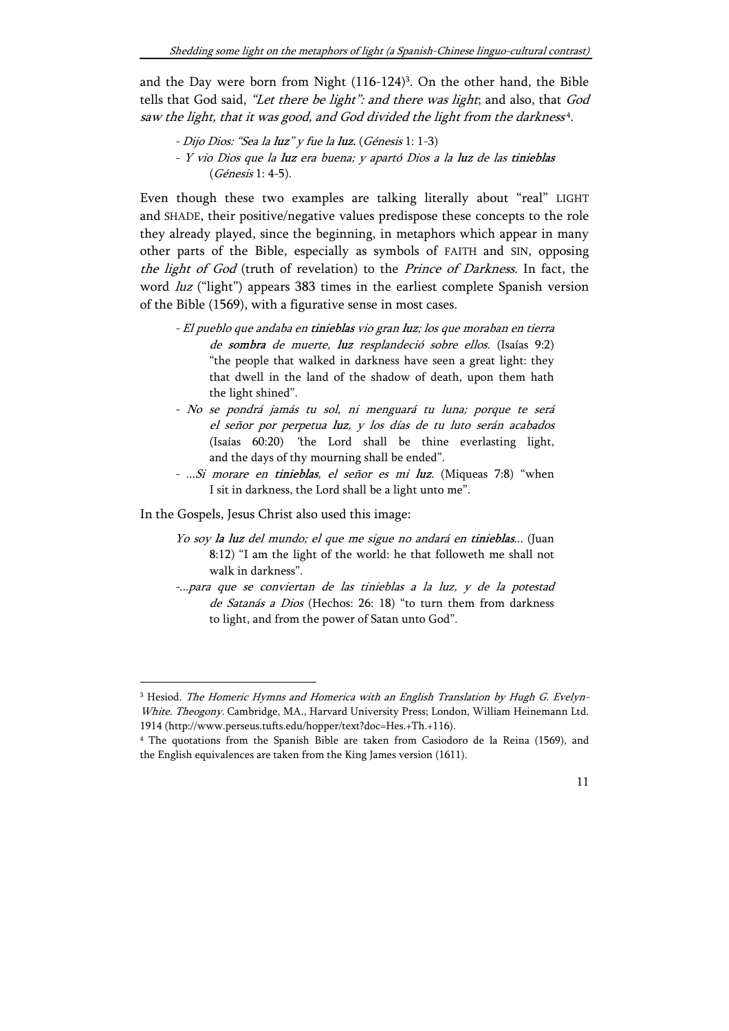and the Day were born from Night (116-124)[3]. On the other hand, the Bible tells that God said, *"Let there be light": and there was light*; and also, that *God saw the light, that it was good, and God divided the light from the darkness*[4].

- *Dijo Dios: "Sea la **luz**" y fue la **luz**.* (*Génesis* 1: 1-3)
- *Y vio Dios que la **luz** era buena; y apartó Dios a la **luz** de las **tinieblas*** (*Génesis* 1: 4-5).

Even though these two examples are talking literally about "real" LIGHT and SHADE, their positive/negative values predispose these concepts to the role they already played, since the beginning, in metaphors which appear in many other parts of the Bible, especially as symbols of FAITH and SIN, opposing *the light of God* (truth of revelation) to the *Prince of Darkness.* In fact, the word *luz* ("light") appears 383 times in the earliest complete Spanish version of the Bible (1569), with a figurative sense in most cases.

- *El pueblo que andaba en **tinieblas** vio gran **luz**; los que moraban en tierra de **sombra** de muerte, **luz** resplandeció sobre ellos.* (Isaías 9:2) "the people that walked in darkness have seen a great light: they that dwell in the land of the shadow of death, upon them hath the light shined".
- *No se pondrá jamás tu sol, ni menguará tu luna; porque te será el señor por perpetua **luz**, y los días de tu luto serán acabados* (Isaías 60:20) "the Lord shall be thine everlasting light, and the days of thy mourning shall be ended".
- *...Si morare en **tinieblas**, el señor es mi **luz**.* (Miqueas 7:8) "when I sit in darkness, the Lord shall be a light unto me".

In the Gospels, Jesus Christ also used this image:

*Yo soy **la luz** del mundo; el que me sigue no andará en **tinieblas**...* (Juan 8:12) "I am the light of the world: he that followeth me shall not walk in darkness".

-*...para que se conviertan de las tinieblas a la luz, y de la potestad de Satanás a Dios* (Hechos: 26: 18) "to turn them from darkness to light, and from the power of Satan unto God".

---

[3] Hesiod. *The Homeric Hymns and Homerica with an English Translation by Hugh G. Evelyn-White. Theogony.* Cambridge, MA., Harvard University Press; London, William Heinemann Ltd. 1914 (http://www.perseus.tufts.edu/hopper/text?doc=Hes.+Th.+116).

[4] The quotations from the Spanish Bible are taken from Casiodoro de la Reina (1569), and the English equivalences are taken from the King James version (1611).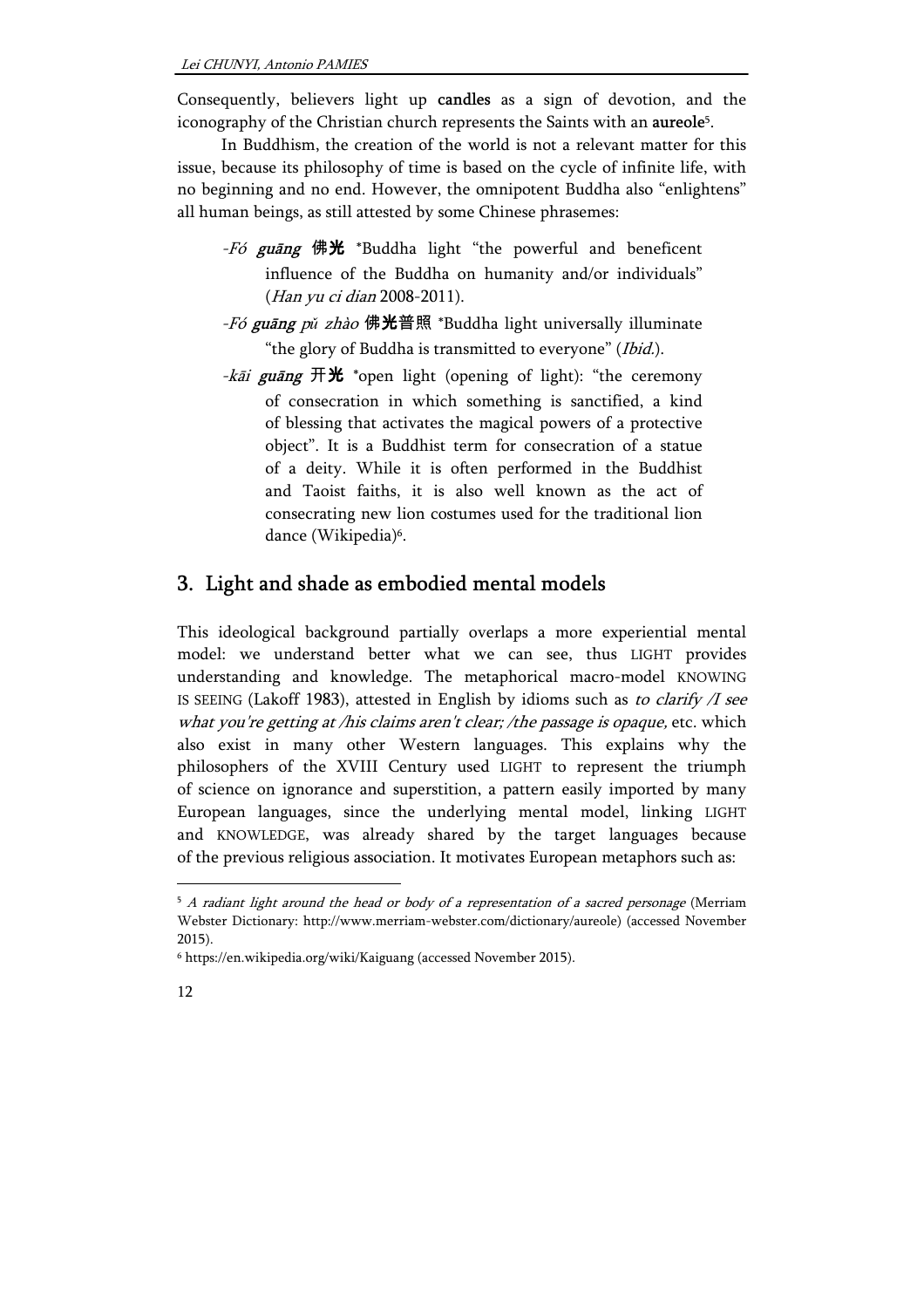Consequently, believers light up **candles** as a sign of devotion, and the iconography of the Christian church represents the Saints with an **aureole**[5].

In Buddhism, the creation of the world is not a relevant matter for this issue, because its philosophy of time is based on the cycle of infinite life, with no beginning and no end. However, the omnipotent Buddha also "enlightens" all human beings, as still attested by some Chinese phrasemes:

- *Fó* ***guāng*** **佛光** *Buddha light "the powerful and beneficent influence of the Buddha on humanity and/or individuals" (*Han yu ci dian* 2008-2011).
- *Fó* ***guāng*** *pǔ zhào* **佛光**普照 *Buddha light universally illuminate "the glory of Buddha is transmitted to everyone" (*Ibid.*).
- *kāi* ***guāng*** 开**光** *open light (opening of light): "the ceremony of consecration in which something is sanctified, a kind of blessing that activates the magical powers of a protective object". It is a Buddhist term for consecration of a statue of a deity. While it is often performed in the Buddhist and Taoist faiths, it is also well known as the act of consecrating new lion costumes used for the traditional lion dance (Wikipedia)[6].

## 3. Light and shade as embodied mental models

This ideological background partially overlaps a more experiential mental model: we understand better what we can see, thus LIGHT provides understanding and knowledge. The metaphorical macro-model KNOWING IS SEEING (Lakoff 1983), attested in English by idioms such as *to clarify /I see what you're getting at /his claims aren't clear; /the passage is opaque,* etc. which also exist in many other Western languages. This explains why the philosophers of the XVIII Century used LIGHT to represent the triumph of science on ignorance and superstition, a pattern easily imported by many European languages, since the underlying mental model, linking LIGHT and KNOWLEDGE, was already shared by the target languages because of the previous religious association. It motivates European metaphors such as:

---

[5] *A radiant light around the head or body of a representation of a sacred personage* (Merriam Webster Dictionary: http://www.merriam-webster.com/dictionary/aureole) (accessed November 2015).

[6] https://en.wikipedia.org/wiki/Kaiguang (accessed November 2015).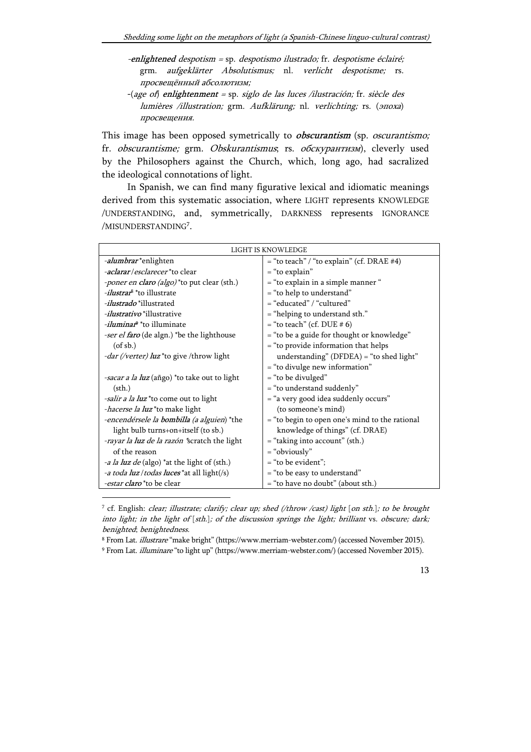- *-**enlightened** despotism* = sp. *despotismo ilustrado;* fr. *despotisme éclairé;* grm. *aufgeklärter Absolutismus;* nl. *verlicht despotisme;* rs. *просвещённый абсолютизм;*
- -(*age of*) ***enlightenment*** = sp. *siglo de las luces /ilustración;* fr. *siècle des lumières /illustration;* grm. *Aufklärung;* nl. *verlichting;* rs. (*эпоха*) *просвещения.*

This image has been opposed symetrically to ***obscurantism*** (sp. *oscurantismo;* fr. *obscurantisme;* grm. *Obskurantismus*; rs. *обскурантизм*), cleverly used by the Philosophers against the Church, which, long ago, had sacralized the ideological connotations of light.

In Spanish, we can find many figurative lexical and idiomatic meanings derived from this systematic association, where LIGHT represents KNOWLEDGE /UNDERSTANDING, and, symmetrically, DARKNESS represents IGNORANCE /MISUNDERSTANDING[7].

| LIGHT IS KNOWLEDGE | |
|---|---|
| -***alumbrar*** *enlighten | = "to teach" / "to explain" (cf. DRAE #4) |
| -***aclarar*** /*esclarecer* *to clear | = "to explain" |
| -*poner en **claro** (algo)* *to put clear (sth.) | = "to explain in a simple manner " |
| -***ilustrar***[8] *to illustrate | = "to help to understand" |
| -***ilustrado*** *illustrated | = "educated" / "cultured" |
| -***ilustrativo*** *illustrative | = "helping to understand sth." |
| -***iluminar***[9] *to illuminate | = "to teach" (cf. DUE # 6) |
| -*ser el **faro*** (de algn.) *be the lighthouse (of sb.) | = "to be a guide for thought or knowledge" |
| -*dar (/verter) **luz*** *to give /throw light | = "to provide information that helps understanding" (DFDEA) = "to shed light" |
| -*sacar a la **luz*** (añgo) *to take out to light (sth.) | = "to divulge new information" |
| -*salir a la **luz*** *to come out to light | = "to be divulged" |
| -*hacerse la **luz*** *to make light | = "to understand suddenly" |
| -*encendérsele la **bombilla** (a alguien)* *the light bulb turns+on+itself (to sb.) | = "a very good idea suddenly occurs" (to someone's mind) |
| -*rayar la **luz** de la razón* *scratch the light of the reason | = "to begin to open one's mind to the rational knowledge of things" (cf. DRAE) |
| -*a la **luz** de* (algo) *at the light of (sth.) | = "taking into account" (sth.) |
| -*a toda **luz** /todas **luces*** *at all light(/s) | = "obviously" |
| -*estar **claro*** *to be clear | = "to be evident"; = "to be easy to understand" = "to have no doubt" (about sth.) |

---

[7] cf. English: *clear; illustrate; clarify; clear up; shed (/throw /cast) light* [*on sth.*]*; to be brought into light; in the light of* [*sth.*]*; of the discussion springs the light; brilliant* vs. *obscure; dark; benighted*; *benightedness.*

[8] From Lat. *illustrare* "make bright" (https://www.merriam-webster.com/) (accessed November 2015).

[9] From Lat. *illuminare* "to light up" (https://www.merriam-webster.com/) (accessed November 2015).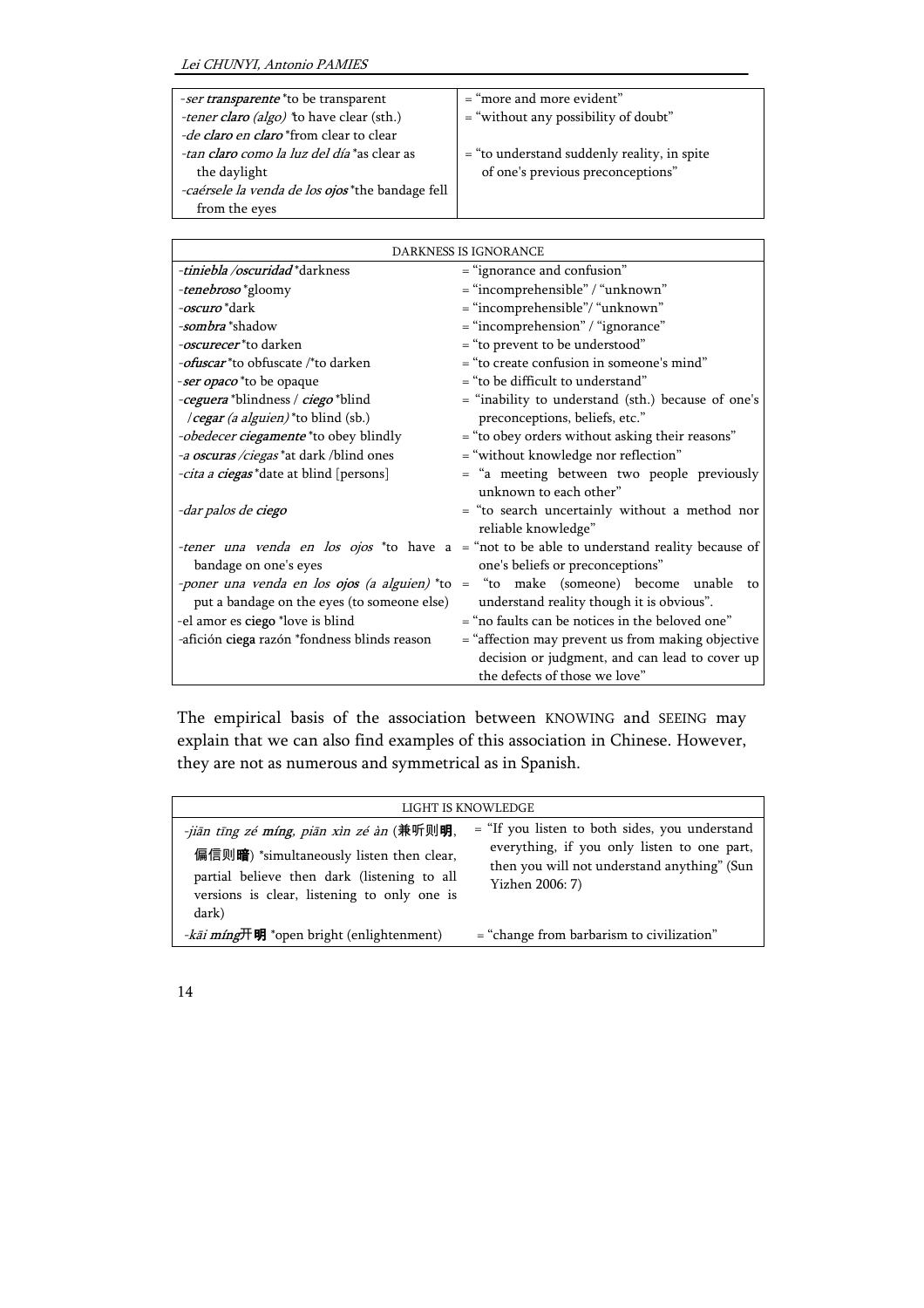| | |
|---|---|
| -*ser **transparente*** *to be transparent | = "more and more evident" |
| -*tener **claro** (algo)* *to have clear (sth.) | = "without any possibility of doubt" |
| -*de **claro** en **claro*** *from clear to clear | |
| -*tan **claro** como la luz del día* *as clear as the daylight | = "to understand suddenly reality, in spite of one's previous preconceptions" |
| -*caérsele la venda de los **ojos*** *the bandage fell from the eyes | |

| DARKNESS IS IGNORANCE | |
|---|---|
| -***tiniebla** /**oscuridad*** *darkness | = "ignorance and confusion" |
| -***tenebroso*** *gloomy | = "incomprehensible" / "unknown" |
| -***oscuro*** *dark | = "incomprehensible"/ "unknown" |
| -***sombra*** *shadow | = "incomprehension" / "ignorance" |
| -***oscurecer*** *to darken | = "to prevent to be understood" |
| -***ofuscar*** *to obfuscate /*to darken | = "to create confusion in someone's mind" |
| -*ser **opaco*** *to be opaque | = "to be difficult to understand" |
| -***ceguera*** *blindness / ***ciego*** *blind /***cegar** (a alguien)* *to blind (sb.) | = "inability to understand (sth.) because of one's preconceptions, beliefs, etc." |
| -*obedecer **ciegamente*** *to obey blindly | = "to obey orders without asking their reasons" |
| -*a **oscuras** /ciegas* *at dark /blind ones | = "without knowledge nor reflection" |
| -*cita a **ciegas*** *date at blind [persons] | = "a meeting between two people previously unknown to each other" |
| -*dar palos de **ciego*** | = "to search uncertainly without a method nor reliable knowledge" |
| -*tener una venda en los ojos* *to have a bandage on one's eyes | = "not to be able to understand reality because of one's beliefs or preconceptions" |
| -*poner una venda en los **ojos** (a alguien)* *to put a bandage on the eyes (to someone else) | = "to make (someone) become unable to understand reality though it is obvious". |
| -el amor es **ciego** *love is blind | = "no faults can be notices in the beloved one" |
| -afición **ciega** razón *fondness blinds reason | = "affection may prevent us from making objective decision or judgment, and can lead to cover up the defects of those we love" |

The empirical basis of the association between KNOWING and SEEING may explain that we can also find examples of this association in Chinese. However, they are not as numerous and symmetrical as in Spanish.

| LIGHT IS KNOWLEDGE | |
|---|---|
| -*jiān tīng zé **míng**, piān xìn zé àn* (兼听则**明**, 偏信则**暗**) *simultaneously listen then clear, partial believe then dark (listening to all versions is clear, listening to only one is dark) | = "If you listen to both sides, you understand everything, if you only listen to one part, then you will not understand anything" (Sun Yizhen 2006: 7) |
| -*kāi **míng***开**明** *open bright (enlightenment) | = "change from barbarism to civilization" |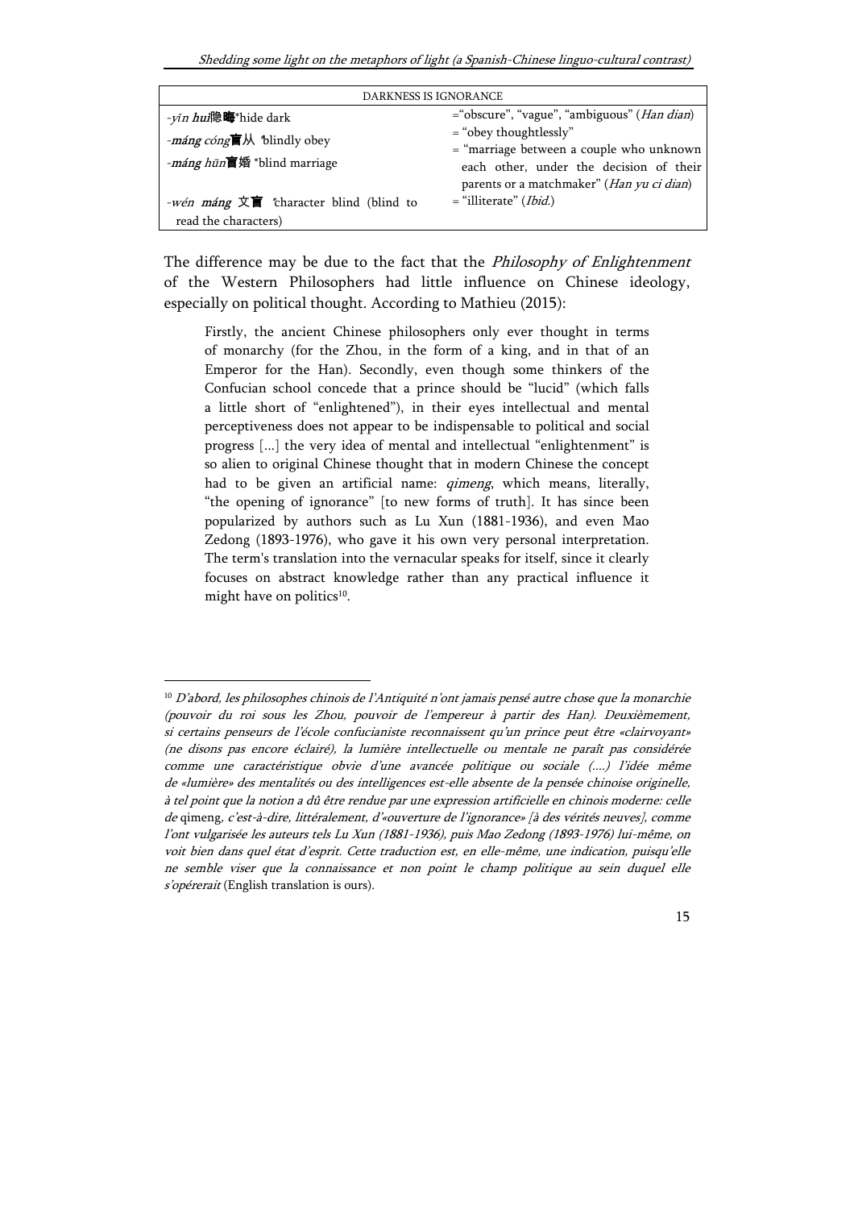| DARKNESS IS IGNORANCE | |
|---|---|
| -*yǐn huì*隐晦*hide dark | ="obscure", "vague", "ambiguous" (*Han dian*) |
| -*máng cóng*盲从 *blindly obey | = "obey thoughtlessly" |
| -*máng hūn*盲婚 *blind marriage | = "marriage between a couple who unknown each other, under the decision of their parents or a matchmaker" (*Han yu ci dian*) |
| -*wén máng* 文盲 *character blind (blind to read the characters) | = "illiterate" (*Ibid.*) |

The difference may be due to the fact that the *Philosophy of Enlightenment* of the Western Philosophers had little influence on Chinese ideology, especially on political thought. According to Mathieu (2015):

> Firstly, the ancient Chinese philosophers only ever thought in terms of monarchy (for the Zhou, in the form of a king, and in that of an Emperor for the Han). Secondly, even though some thinkers of the Confucian school concede that a prince should be "lucid" (which falls a little short of "enlightened"), in their eyes intellectual and mental perceptiveness does not appear to be indispensable to political and social progress [...] the very idea of mental and intellectual "enlightenment" is so alien to original Chinese thought that in modern Chinese the concept had to be given an artificial name: *qimeng*, which means, literally, "the opening of ignorance" [to new forms of truth]. It has since been popularized by authors such as Lu Xun (1881-1936), and even Mao Zedong (1893-1976), who gave it his own very personal interpretation. The term's translation into the vernacular speaks for itself, since it clearly focuses on abstract knowledge rather than any practical influence it might have on politics[10].

---

[10] *D'abord, les philosophes chinois de l'Antiquité n'ont jamais pensé autre chose que la monarchie (pouvoir du roi sous les Zhou, pouvoir de l'empereur à partir des Han). Deuxièmement, si certains penseurs de l'école confucianiste reconnaissent qu'un prince peut être «clairvoyant» (ne disons pas encore éclairé), la lumière intellectuelle ou mentale ne paraît pas considérée comme une caractéristique obvie d'une avancée politique ou sociale (....) l'idée même de «lumière» des mentalités ou des intelligences est-elle absente de la pensée chinoise originelle, à tel point que la notion a dû être rendue par une expression artificielle en chinois moderne: celle de* qimeng*, c'est-à-dire, littéralement, d'«ouverture de l'ignorance» [à des vérités neuves], comme l'ont vulgarisée les auteurs tels Lu Xun (1881-1936), puis Mao Zedong (1893-1976) lui-même, on voit bien dans quel état d'esprit. Cette traduction est, en elle-même, une indication, puisqu'elle ne semble viser que la connaissance et non point le champ politique au sein duquel elle s'opérerait* (English translation is ours).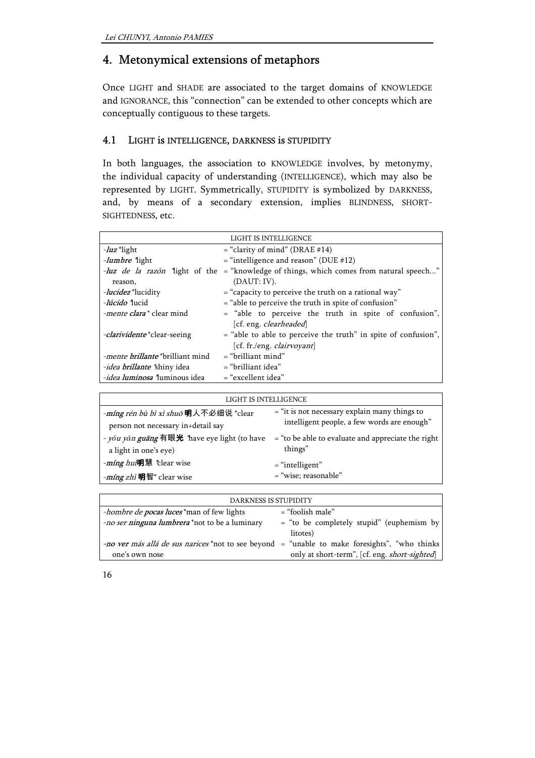## 4. Metonymical extensions of metaphors

Once LIGHT and SHADE are associated to the target domains of KNOWLEDGE and IGNORANCE, this "connection" can be extended to other concepts which are conceptually contiguous to these targets.

### 4.1 LIGHT is INTELLIGENCE, DARKNESS is STUPIDITY

In both languages, the association to KNOWLEDGE involves, by metonymy, the individual capacity of understanding (INTELLIGENCE), which may also be represented by LIGHT. Symmetrically, STUPIDITY is symbolized by DARKNESS, and, by means of a secondary extension, implies BLINDNESS, SHORT-SIGHTEDNESS, etc.

| LIGHT IS INTELLIGENCE | |
|---|---|
| -***luz*** *light | = "clarity of mind" (DRAE #14) |
| -***lumbre*** *light | = "intelligence and reason" (DUE #12) |
| -***luz*** *de la razón* *light of the reason, | = "knowledge of things, which comes from natural speech..." (DAUT: IV). |
| -***lucidez*** *lucidity | = "capacity to perceive the truth on a rational way" |
| -***lúcido*** *lucid | = "able to perceive the truth in spite of confusion" |
| -*mente* ***clara*** * clear mind | = "able to perceive the truth in spite of confusion", [cf. eng. *clearheaded*] |
| -***clarividente*** *clear-seeing | = "able to able to perceive the truth" in spite of confusion", [cf. fr./eng. *clairvoyant*] |
| -*mente* ***brillante*** *brilliant mind | = "brilliant mind" |
| -*idea* ***brillante*** *shiny idea | = "brilliant idea" |
| -*idea* ***luminosa*** *luminous idea | = "excellent idea" |

| LIGHT IS INTELLIGENCE | |
|---|---|
| -***míng*** *rén bù bì xì shuō* **明**人不必细说 *clear person not necessary in+detail say | = "it is not necessary explain many things to intelligent people, a few words are enough" |
| - *yǒu yǎn* ***guāng*** 有眼**光** *have eye light (to have a light in one's eye) | = "to be able to evaluate and appreciate the right things" |
| -***míng*** *huì* **明**慧 *clear wise | = "intelligent" |
| -***míng*** *zhì* **明**智* clear wise | = "wise; reasonable" |

| DARKNESS IS STUPIDITY | |
|---|---|
| -*hombre de* ***pocas luces*** *man of few lights | = "foolish male" |
| -*no ser* ***ninguna lumbrera*** *not to be a luminary | = "to be completely stupid" (euphemism by litotes) |
| -***no ver*** *más allá de sus narices* *not to see beyond one's own nose | = "unable to make foresights", "who thinks only at short-term", [cf. eng. *short-sighted*] |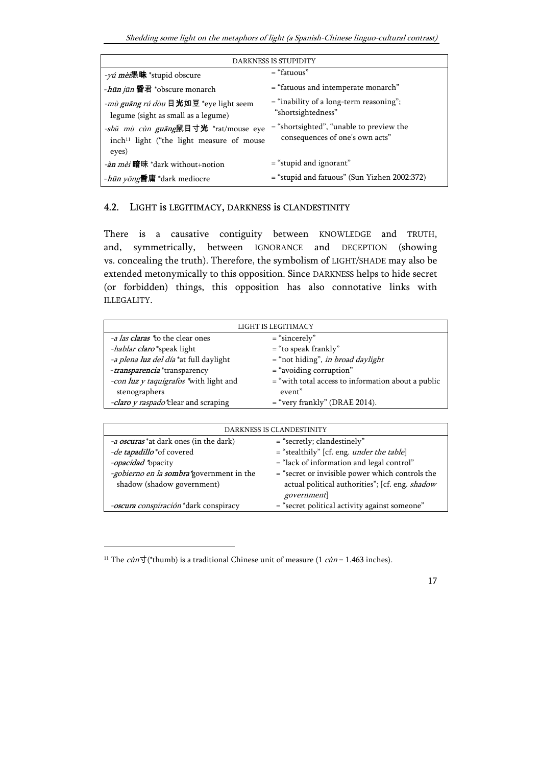| DARKNESS IS STUPIDITY | |
|---|---|
| -*yú **mèi***愚**昧** *stupid obscure | = "fatuous" |
| -***hūn** jūn* **昏**君 *obscure monarch | = "fatuous and intemperate monarch" |
| -*mù **guāng** rú dòu* 目**光**如豆 *eye light seem legume (sight as small as a legume) | = "inability of a long-term reasoning"; "shortsightedness" |
| -*shǔ mù cùn **guāng***鼠目寸**光** *rat/mouse eye inch[11] light ("the light measure of mouse eyes) | = "shortsighted", "unable to preview the consequences of one's own acts" |
| -***àn** mèi* **暗**昧 *dark without+notion | = "stupid and ignorant" |
| -***hūn** yōng***昏**庸 *dark mediocre | = "stupid and fatuous" (Sun Yizhen 2002:372) |

### 4.2. LIGHT is LEGITIMACY, DARKNESS is CLANDESTINITY

There is a causative contiguity between KNOWLEDGE and TRUTH, and, symmetrically, between IGNORANCE and DECEPTION (showing vs. concealing the truth). Therefore, the symbolism of LIGHT/SHADE may also be extended metonymically to this opposition. Since DARKNESS helps to hide secret (or forbidden) things, this opposition has also connotative links with ILLEGALITY.

| LIGHT IS LEGITIMACY | |
|---|---|
| -*a las **claras*** *to the clear ones | = "sincerely" |
| -*hablar **claro*** *speak light | = "to speak frankly" |
| -*a plena **luz** del día* *at full daylight | = "not hiding", *in broad daylight* |
| -***transparencia*** *transparency | = "avoiding corruption" |
| -*con **luz** y taquígrafos* *with light and stenographers | = "with total access to information about a public event" |
| -***claro** y raspado* *clear and scraping | = "very frankly" (DRAE 2014). |

| DARKNESS IS CLANDESTINITY | |
|---|---|
| -*a **oscuras*** *at dark ones (in the dark) | = "secretly; clandestinely" |
| -*de **tapadillo*** *of covered | = "stealthily" [cf. eng. *under the table*] |
| -***opacidad*** *opacity | = "lack of information and legal control" |
| -*gobierno en la **sombra*** *government in the shadow (shadow government) | = "secret or invisible power which controls the actual political authorities"; [cf. eng. *shadow government*] |
| -***oscura** conspiración* *dark conspiracy | = "secret political activity against someone" |

[11] The *cùn*寸(*thumb) is a traditional Chinese unit of measure (1 *cùn* = 1.463 inches).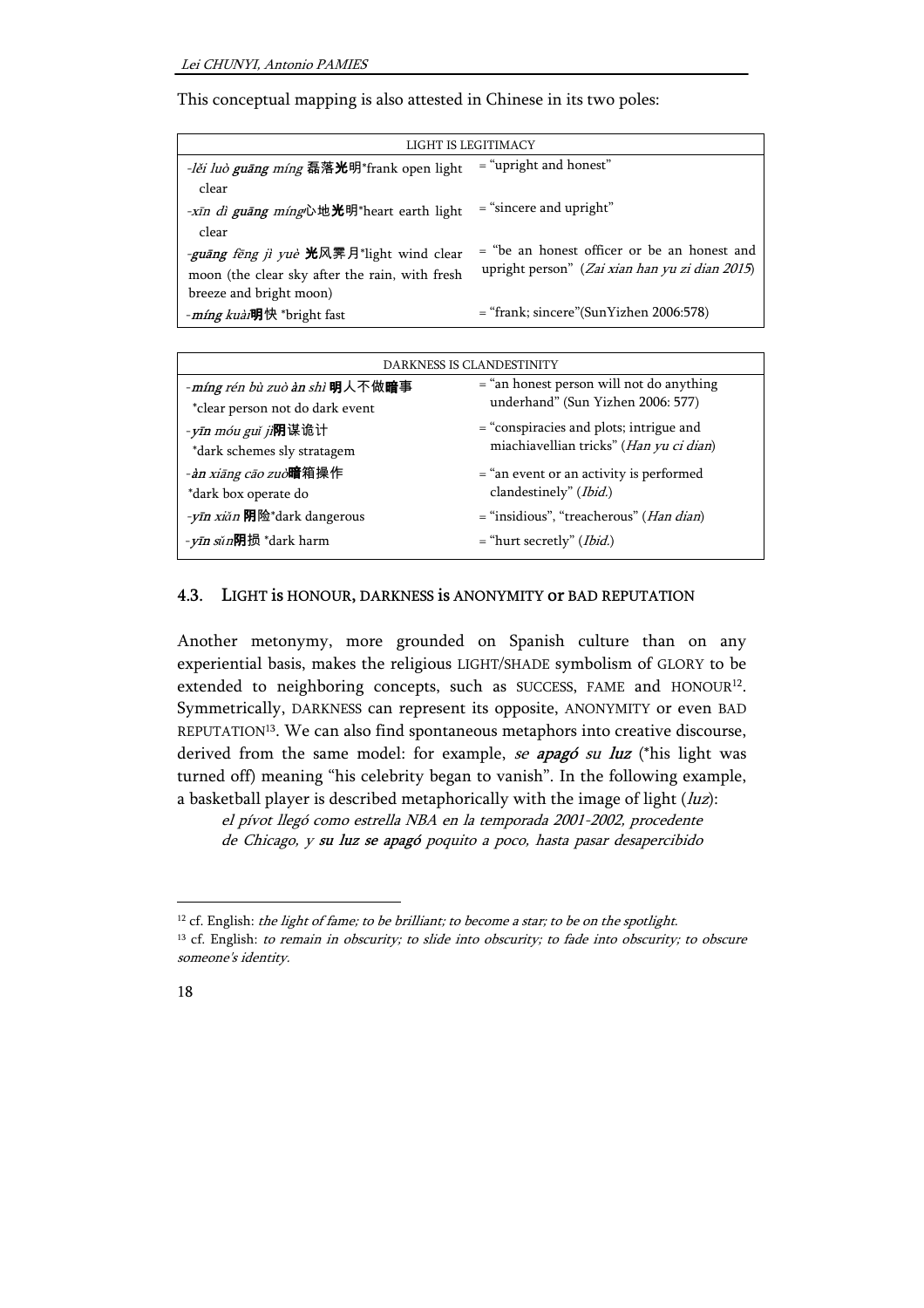This conceptual mapping is also attested in Chinese in its two poles:

| LIGHT IS LEGITIMACY | |
|---|---|
| -*lěi luò* ***guāng*** *míng* 磊落**光**明*frank open light clear | = "upright and honest" |
| -*xīn dì* ***guāng*** *míng*心地**光**明*heart earth light clear | = "sincere and upright" |
| -***guāng*** *fēng jì yuè* **光**风霁月*light wind clear moon (the clear sky after the rain, with fresh breeze and bright moon) | = "be an honest officer or be an honest and upright person" (*Zai xian han yu zi dian 2015*) |
| -***míng*** *kuài***明**快 *bright fast | = "frank; sincere"(SunYizhen 2006:578) |

| DARKNESS IS CLANDESTINITY | |
|---|---|
| -***míng*** *rén bù zuò* ***àn*** *shì* **明**人不做**暗**事 *clear person not do dark event | = "an honest person will not do anything underhand" (Sun Yizhen 2006: 577) |
| -***yīn*** *móu guǐ jì***阴**谋诡计 *dark schemes sly stratagem | = "conspiracies and plots; intrigue and miachiavellian tricks" (*Han yu ci dian*) |
| -***àn*** *xiāng cāo zuò***暗**箱操作 *dark box operate do | = "an event or an activity is performed clandestinely" (*Ibid.*) |
| -***yīn*** *xiǎn* **阴**险*dark dangerous | = "insidious", "treacherous" (*Han dian*) |
| -***yīn*** *sǔn***阴**损 *dark harm | = "hurt secretly" (*Ibid.*) |

### 4.3. LIGHT is HONOUR, DARKNESS is ANONYMITY or BAD REPUTATION

Another metonymy, more grounded on Spanish culture than on any experiential basis, makes the religious LIGHT/SHADE symbolism of GLORY to be extended to neighboring concepts, such as SUCCESS, FAME and HONOUR[12]. Symmetrically, DARKNESS can represent its opposite, ANONYMITY or even BAD REPUTATION[13]. We can also find spontaneous metaphors into creative discourse, derived from the same model: for example, *se* ***apagó*** *su* ***luz*** (*his light was turned off) meaning "his celebrity began to vanish". In the following example, a basketball player is described metaphorically with the image of light (*luz*):

> *el pívot llegó como estrella NBA en la temporada 2001-2002, procedente de Chicago, y* ***su luz se apagó*** *poquito a poco, hasta pasar desapercibido*

---

[12] cf. English: *the light of fame; to be brilliant; to become a star; to be on the spotlight.*

[13] cf. English: *to remain in obscurity; to slide into obscurity; to fade into obscurity; to obscure someone's identity.*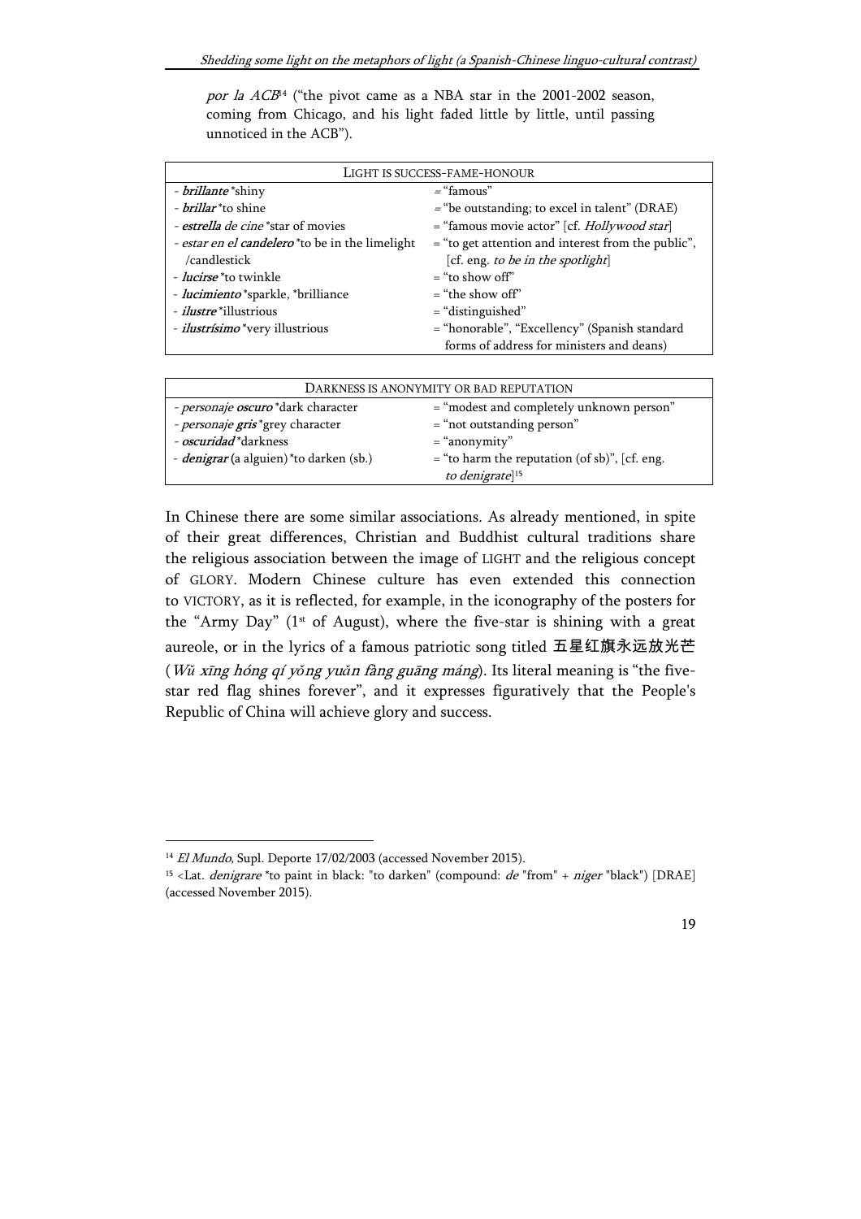*por la ACB*[14] ("the pivot came as a NBA star in the 2001-2002 season, coming from Chicago, and his light faded little by little, until passing unnoticed in the ACB").

| LIGHT IS SUCCESS-FAME-HONOUR | |
|---|---|
| - ***brillante*** *shiny | = "famous" |
| - ***brillar*** *to shine | = "be outstanding; to excel in talent" (DRAE) |
| - ***estrella*** *de cine* *star of movies | = "famous movie actor" [cf. *Hollywood star*] |
| - *estar en el* ***candelero*** *to be in the limelight /candlestick | = "to get attention and interest from the public", [cf. eng. *to be in the spotlight*] |
| - ***lucirse*** *to twinkle | = "to show off" |
| - ***lucimiento*** *sparkle, *brilliance | = "the show off" |
| - ***ilustre*** *illustrious | = "distinguished" |
| - ***ilustrísimo*** *very illustrious | = "honorable", "Excellency" (Spanish standard forms of address for ministers and deans) |

| DARKNESS IS ANONYMITY OR BAD REPUTATION | |
|---|---|
| - *personaje* ***oscuro*** *dark character | = "modest and completely unknown person" |
| - *personaje* ***gris*** *grey character | = "not outstanding person" |
| - ***oscuridad*** *darkness | = "anonymity" |
| - ***denigrar*** (a alguien) *to darken (sb.) | = "to harm the reputation (of sb)", [cf. eng. *to denigrate*][15] |

In Chinese there are some similar associations. As already mentioned, in spite of their great differences, Christian and Buddhist cultural traditions share the religious association between the image of LIGHT and the religious concept of GLORY. Modern Chinese culture has even extended this connection to VICTORY, as it is reflected, for example, in the iconography of the posters for the "Army Day" (1st of August), where the five-star is shining with a great aureole, or in the lyrics of a famous patriotic song titled 五星红旗永远放光芒 (*Wǔ xīng hóng qí yǒng yuǎn fàng guāng máng*). Its literal meaning is "the five-star red flag shines forever", and it expresses figuratively that the People's Republic of China will achieve glory and success.

---

[14] *El Mundo*, Supl. Deporte 17/02/2003 (accessed November 2015).

[15] <Lat. *denigrare* *to paint in black: "to darken" (compound: *de* "from" + *niger* "black") [DRAE] (accessed November 2015).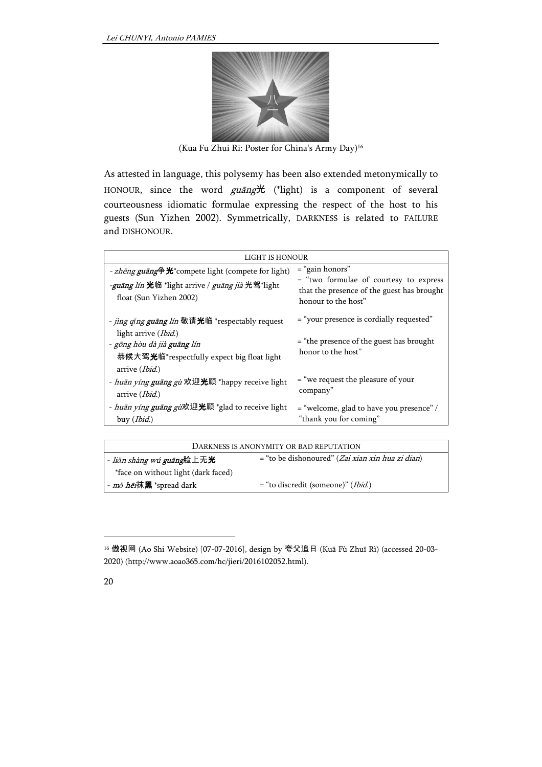(Kua Fu Zhui Ri: Poster for China's Army Day)[16]

As attested in language, this polysemy has been also extended metonymically to HONOUR, since the word *guāng*光 (*light) is a component of several courteousness idiomatic formulae expressing the respect of the host to his guests (Sun Yizhen 2002). Symmetrically, DARKNESS is related to FAILURE and DISHONOUR.

| LIGHT IS HONOUR | |
|---|---|
| - *zhēng* ***guāng***争**光***compete light (compete for light) | = "gain honors" |
| -***guāng*** *lín* **光**临 *light arrive / *guāng jià* 光驾*light float (Sun Yizhen 2002) | = "two formulae of courtesy to express that the presence of the guest has brought honour to the host" |
| - *jìng qǐng* ***guāng*** *lín* 敬请**光**临 *respectably request light arrive (*Ibid.*) | = "your presence is cordially requested" |
| - *gōng hòu dà jià* ***guāng*** *lín* 恭候大驾**光**临*respectfully expect big float light arrive (*Ibid.*) | = "the presence of the guest has brought honor to the host" |
| - *huān yíng* ***guāng*** *gù* 欢迎**光**顾 *happy receive light arrive (*Ibid.*) | = "we request the pleasure of your company" |
| - *huān yíng* ***guāng*** *gù*欢迎**光**顾 *glad to receive light buy (*Ibid.*) | = "welcome, glad to have you presence" / "thank you for coming" |

| DARKNESS IS ANONYMITY OR BAD REPUTATION | |
|---|---|
| - *liǎn shàng wú* ***guāng***脸上无**光** *face on without light (dark faced) | = "to be dishonoured" (*Zai xian xin hua zi dian*) |
| - *mǒ* ***hēi***抹**黑** *spread dark | = "to discredit (someone)" (*Ibid.*) |

[16] 傲视网 (Ao Shi Website) [07-07-2016], design by 夸父追日 (Kuā Fù Zhuī Rì) (accessed 20-03-2020) (http://www.aoao365.com/hc/jieri/2016102052.html).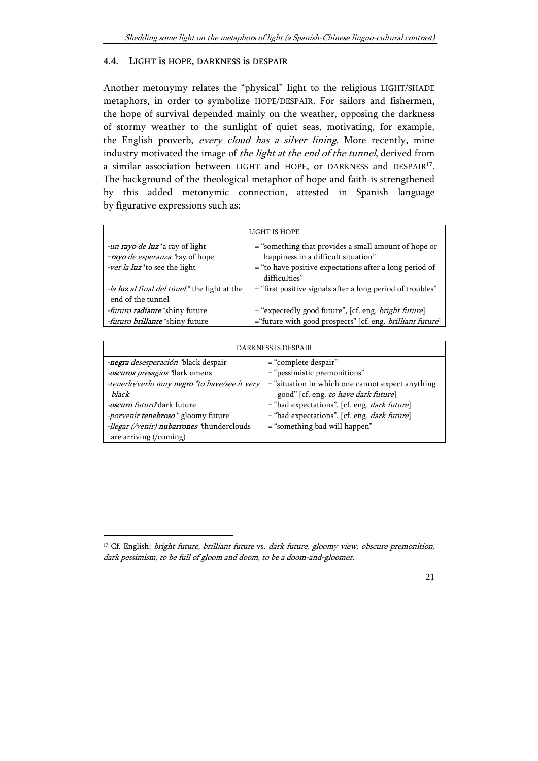### 4.4. LIGHT is HOPE, DARKNESS is DESPAIR

Another metonymy relates the "physical" light to the religious LIGHT/SHADE metaphors, in order to symbolize HOPE/DESPAIR. For sailors and fishermen, the hope of survival depended mainly on the weather, opposing the darkness of stormy weather to the sunlight of quiet seas, motivating, for example, the English proverb, *every cloud has a silver lining*. More recently, mine industry motivated the image of *the light at the end of the tunnel*, derived from a similar association between LIGHT and HOPE, or DARKNESS and DESPAIR[17]. The background of the theological metaphor of hope and faith is strengthened by this added metonymic connection, attested in Spanish language by figurative expressions such as:

| LIGHT IS HOPE | |
|---|---|
| -*un **rayo** de **luz*** *a ray of light | = "something that provides a small amount of hope or happiness in a difficult situation" |
| =***rayo** de esperanza* *ray of hope | |
| -*ver la **luz*** *to see the light | = "to have positive expectations after a long period of difficulties" |
| -*la **luz** al final del túnel* * the light at the end of the tunnel | = "first positive signals after a long period of troubles" |
| -*futuro **radiante*** *shiny future | = "expectedly good future", [cf. eng. *bright future*] |
| -*futuro **brillante*** *shiny future | ="future with good prospects" [cf. eng. *brilliant future*] |

| DARKNESS IS DESPAIR | |
|---|---|
| -***negra** desesperación* *black despair | = "complete despair" |
| -***oscuros** presagios* *dark omens | = "pessimistic premonitions" |
| -*tenerlo/verlo muy **negro*** *to have/see it very black | = "situation in which one cannot expect anything good" [cf. eng. *to have dark future*] |
| -***oscuro** futuro**dark future | = "bad expectations", [cf. eng. *dark future*] |
| -*porvenir **tenebroso*** * gloomy future | = "bad expectations", [cf. eng. *dark future*] |
| -*llegar (/venir) **nubarrones*** *thunderclouds are arriving (/coming) | = "something bad will happen" |

[17] Cf. English: *bright future, brilliant future* vs. *dark future, gloomy view, obscure premonition, dark pessimism, to be full of gloom and doom, to be a doom-and-gloomer.*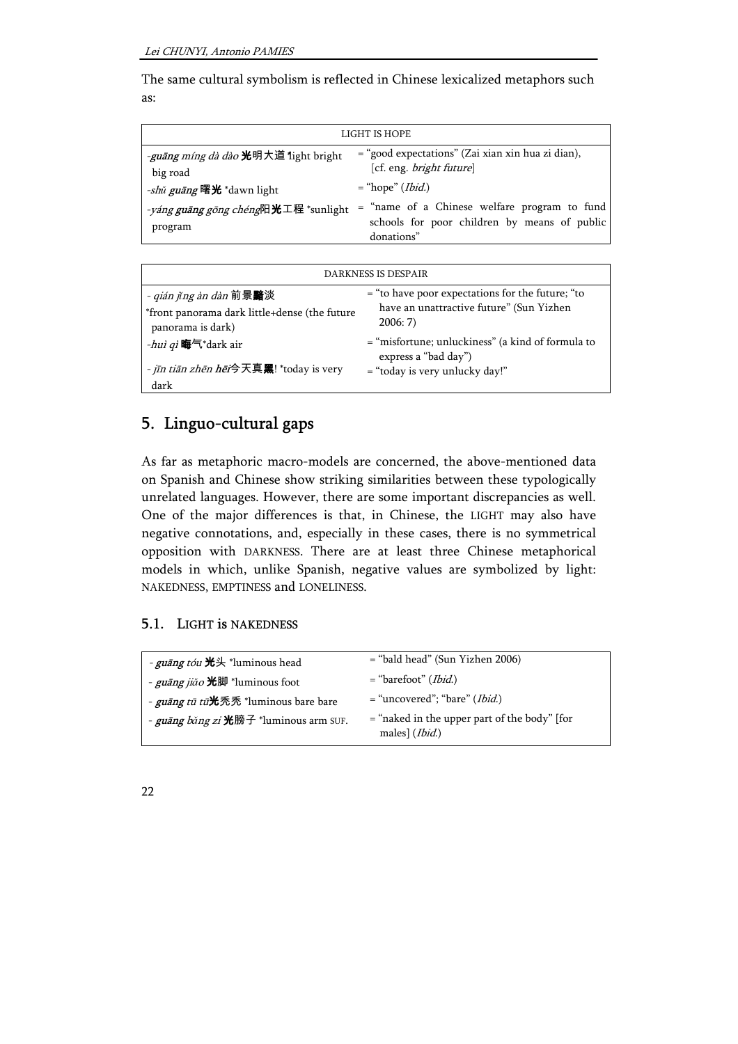The same cultural symbolism is reflected in Chinese lexicalized metaphors such as:

| LIGHT IS HOPE | |
|---|---|
| -***guāng*** *míng dà dào* **光**明大道 *light bright big road | = "good expectations" (Zai xian xin hua zi dian), [cf. eng. *bright future*] |
| -*shǔ* ***guāng*** 曙**光** *dawn light | = "hope" (*Ibid.*) |
| -*yáng* ***guāng*** *gōng chéng*阳**光**工程 *sunlight program | = "name of a Chinese welfare program to fund schools for poor children by means of public donations" |

| DARKNESS IS DESPAIR | |
|---|---|
| - *qián jǐng àn dàn* 前景**黯**淡 *front panorama dark little+dense (the future panorama is dark) | = "to have poor expectations for the future; "to have an unattractive future" (Sun Yizhen 2006: 7) |
| -*huì qì* **晦**气*dark air | = "misfortune; unluckiness" (a kind of formula to express a "bad day") |
| - *jīn tiān zhēn* ***hēi***今天真**黑**! *today is very dark | = "today is very unlucky day!" |

## 5. Linguo-cultural gaps

As far as metaphoric macro-models are concerned, the above-mentioned data on Spanish and Chinese show striking similarities between these typologically unrelated languages. However, there are some important discrepancies as well. One of the major differences is that, in Chinese, the LIGHT may also have negative connotations, and, especially in these cases, there is no symmetrical opposition with DARKNESS. There are at least three Chinese metaphorical models in which, unlike Spanish, negative values are symbolized by light: NAKEDNESS, EMPTINESS and LONELINESS.

### 5.1. LIGHT is NAKEDNESS

| | |
|---|---|
| - ***guāng*** *tóu* **光**头 *luminous head | = "bald head" (Sun Yizhen 2006) |
| - ***guāng*** *jiǎo* **光**脚 *luminous foot | = "barefoot" (*Ibid.*) |
| - ***guāng*** *tū tū***光**秃秃 *luminous bare bare | = "uncovered"; "bare" (*Ibid.*) |
| - ***guāng*** *bǎng zi* **光**膀子 *luminous arm SUF. | = "naked in the upper part of the body" [for males] (*Ibid.*) |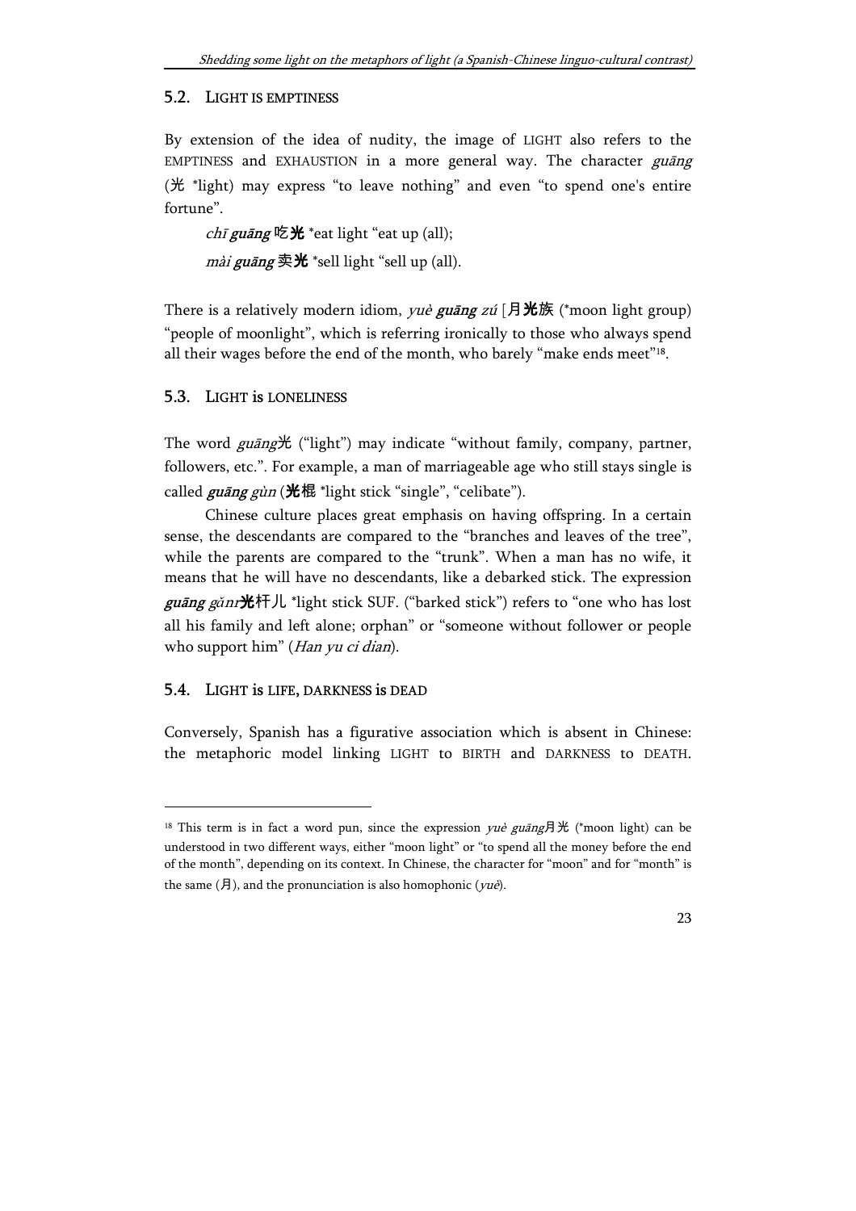## 5.2. LIGHT IS EMPTINESS

By extension of the idea of nudity, the image of LIGHT also refers to the EMPTINESS and EXHAUSTION in a more general way. The character *guāng* (光 *light) may express "to leave nothing" and even "to spend one's entire fortune".

*chī* ***guāng*** 吃**光** *eat light "eat up (all);

*mài* ***guāng*** 卖**光** *sell light "sell up (all).

There is a relatively modern idiom, *yuè* ***guāng*** *zú* [月**光**族 (*moon light group) "people of moonlight", which is referring ironically to those who always spend all their wages before the end of the month, who barely "make ends meet"[18].

## 5.3. LIGHT is LONELINESS

The word *guāng*光 ("light") may indicate "without family, company, partner, followers, etc.". For example, a man of marriageable age who still stays single is called ***guāng*** *gùn* (**光**棍 *light stick "single", "celibate").

Chinese culture places great emphasis on having offspring. In a certain sense, the descendants are compared to the "branches and leaves of the tree", while the parents are compared to the "trunk". When a man has no wife, it means that he will have no descendants, like a debarked stick. The expression ***guāng*** *gǎnr***光**杆儿 *light stick SUF. ("barked stick") refers to "one who has lost all his family and left alone; orphan" or "someone without follower or people who support him" (*Han yu ci dian*).

## 5.4. LIGHT is LIFE, DARKNESS is DEAD

Conversely, Spanish has a figurative association which is absent in Chinese: the metaphoric model linking LIGHT to BIRTH and DARKNESS to DEATH.

---

[18] This term is in fact a word pun, since the expression *yuè guāng*月光 (*moon light) can be understood in two different ways, either "moon light" or "to spend all the money before the end of the month", depending on its context. In Chinese, the character for "moon" and for "month" is the same (月), and the pronunciation is also homophonic (*yuè*).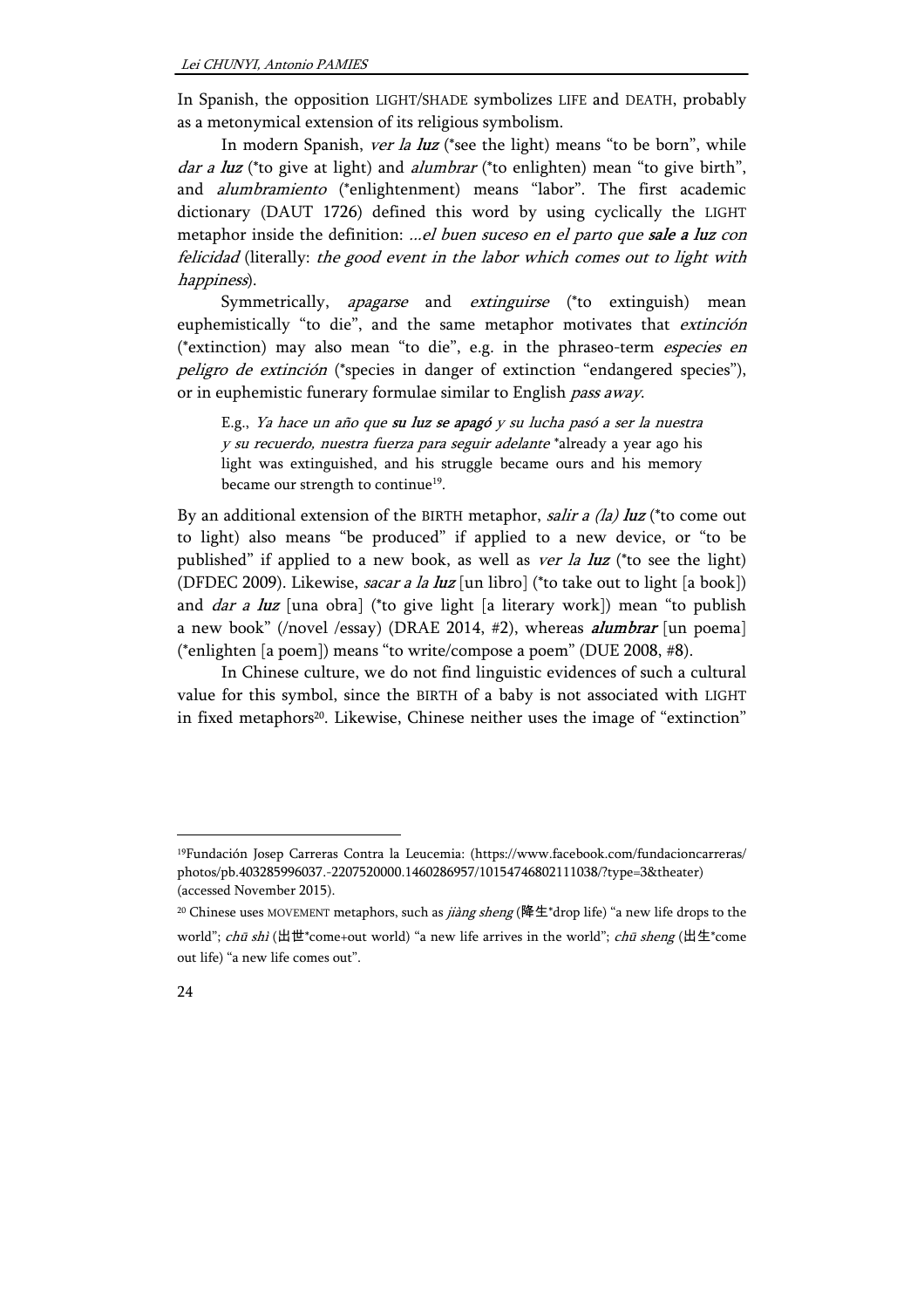In Spanish, the opposition LIGHT/SHADE symbolizes LIFE and DEATH, probably as a metonymical extension of its religious symbolism.

In modern Spanish, *ver la **luz*** (*see the light) means "to be born", while *dar a **luz*** (*to give at light) and *alumbrar* (*to enlighten) mean "to give birth", and *alumbramiento* (*enlightenment) means "labor". The first academic dictionary (DAUT 1726) defined this word by using cyclically the LIGHT metaphor inside the definition: *...el buen suceso en el parto que **sale a luz** con felicidad* (literally: *the good event in the labor which comes out to light with happiness*).

Symmetrically, *apagarse* and *extinguirse* (*to extinguish) mean euphemistically "to die", and the same metaphor motivates that *extinción* (*extinction) may also mean "to die", e.g. in the phraseo-term *especies en peligro de extinción* (*species in danger of extinction "endangered species"), or in euphemistic funerary formulae similar to English *pass away*.

> E.g., *Ya hace un año que **su luz se apagó** y su lucha pasó a ser la nuestra y su recuerdo, nuestra fuerza para seguir adelante* *already a year ago his light was extinguished, and his struggle became ours and his memory became our strength to continue[19].

By an additional extension of the BIRTH metaphor, *salir a (la) **luz*** (*to come out to light) also means "be produced" if applied to a new device, or "to be published" if applied to a new book, as well as *ver la **luz*** (*to see the light) (DFDEC 2009). Likewise, *sacar a la **luz*** [un libro] (*to take out to light [a book]) and *dar a **luz*** [una obra] (*to give light [a literary work]) mean "to publish a new book" (/novel /essay) (DRAE 2014, #2), whereas ***alumbrar*** [un poema] (*enlighten [a poem]) means "to write/compose a poem" (DUE 2008, #8).

In Chinese culture, we do not find linguistic evidences of such a cultural value for this symbol, since the BIRTH of a baby is not associated with LIGHT in fixed metaphors[20]. Likewise, Chinese neither uses the image of "extinction"

---

[19] Fundación Josep Carreras Contra la Leucemia: (https://www.facebook.com/fundacioncarreras/photos/pb.403285996037.-2207520000.1460286957/10154746802111038/?type=3&theater) (accessed November 2015).

[20] Chinese uses MOVEMENT metaphors, such as *jiàng sheng* (降生*drop life) "a new life drops to the world"; *chū shì* (出世*come+out world) "a new life arrives in the world"; *chū sheng* (出生*come out life) "a new life comes out".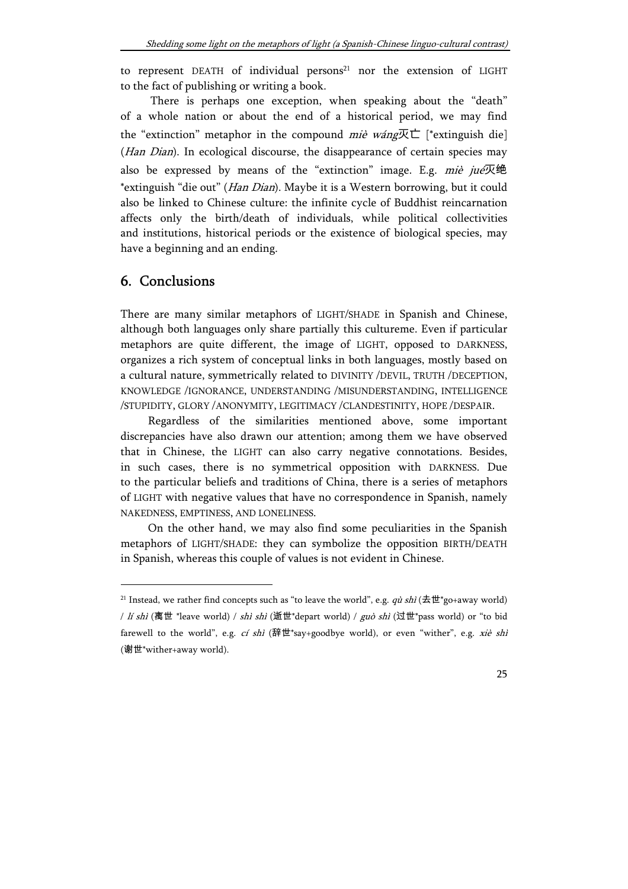to represent DEATH of individual persons[21] nor the extension of LIGHT to the fact of publishing or writing a book.

There is perhaps one exception, when speaking about the "death" of a whole nation or about the end of a historical period, we may find the "extinction" metaphor in the compound *miè wáng*灭亡 [*extinguish die] (*Han Dian*). In ecological discourse, the disappearance of certain species may also be expressed by means of the "extinction" image. E.g. *miè jué*灭绝 *extinguish "die out" (*Han Dian*). Maybe it is a Western borrowing, but it could also be linked to Chinese culture: the infinite cycle of Buddhist reincarnation affects only the birth/death of individuals, while political collectivities and institutions, historical periods or the existence of biological species, may have a beginning and an ending.

## 6. Conclusions

There are many similar metaphors of LIGHT/SHADE in Spanish and Chinese, although both languages only share partially this cultureme. Even if particular metaphors are quite different, the image of LIGHT, opposed to DARKNESS, organizes a rich system of conceptual links in both languages, mostly based on a cultural nature, symmetrically related to DIVINITY /DEVIL, TRUTH /DECEPTION, KNOWLEDGE /IGNORANCE, UNDERSTANDING /MISUNDERSTANDING, INTELLIGENCE /STUPIDITY, GLORY /ANONYMITY, LEGITIMACY /CLANDESTINITY, HOPE /DESPAIR.

Regardless of the similarities mentioned above, some important discrepancies have also drawn our attention; among them we have observed that in Chinese, the LIGHT can also carry negative connotations. Besides, in such cases, there is no symmetrical opposition with DARKNESS. Due to the particular beliefs and traditions of China, there is a series of metaphors of LIGHT with negative values that have no correspondence in Spanish, namely NAKEDNESS, EMPTINESS, AND LONELINESS.

On the other hand, we may also find some peculiarities in the Spanish metaphors of LIGHT/SHADE: they can symbolize the opposition BIRTH/DEATH in Spanish, whereas this couple of values is not evident in Chinese.

---

[21] Instead, we rather find concepts such as "to leave the world", e.g. *qù shì* (去世*go+away world) / *lí shì* (离世 *leave world) / *shì shì* (逝世*depart world) / *guò shì* (过世*pass world) or "to bid farewell to the world", e.g. *cí shì* (辞世*say+goodbye world), or even "wither", e.g. *xiè shì* (谢世*wither+away world).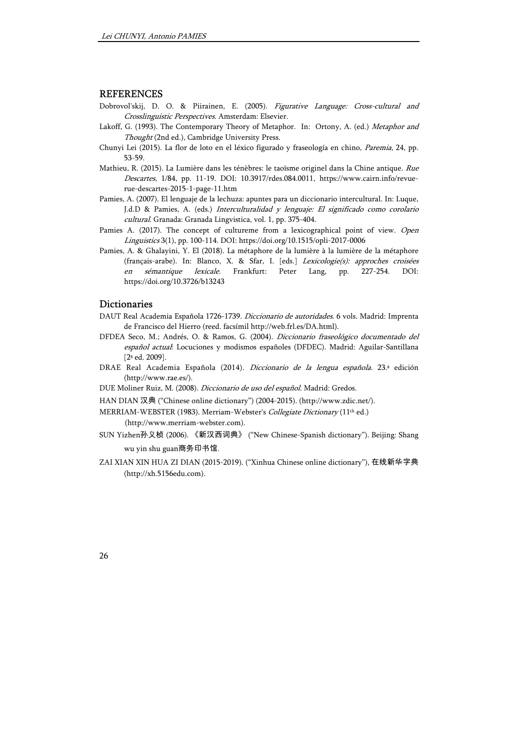## REFERENCES

Dobrovol'skij, D. O. & Piirainen, E. (2005). *Figurative Language: Cross-cultural and Crosslinguistic Perspectives.* Amsterdam: Elsevier.

Lakoff, G. (1993). The Contemporary Theory of Metaphor. In: Ortony, A. (ed.) *Metaphor and Thought* (2nd ed.), Cambridge University Press.

Chunyi Lei (2015). La flor de loto en el léxico figurado y fraseología en chino, *Paremia*, 24, pp. 53-59.

Mathieu, R. (2015). La Lumière dans les ténèbres: le taoïsme originel dans la Chine antique. *Rue Descartes*, 1/84, pp. 11-19. DOI: 10.3917/rdes.084.0011, https://www.cairn.info/revue-rue-descartes-2015-1-page-11.htm

Pamies, A. (2007). El lenguaje de la lechuza: apuntes para un diccionario intercultural. In: Luque, J.d.D & Pamies, A. (eds.) *Interculturalidad y lenguaje: El significado como corolario cultural.* Granada: Granada Lingvistica, vol. 1, pp. 375-404.

Pamies A. (2017). The concept of cultureme from a lexicographical point of view. *Open Linguistics* 3(1), pp. 100-114. DOI: https://doi.org/10.1515/opli-2017-0006

Pamies, A. & Ghalayini, Y. El (2018). La métaphore de la lumière à la lumière de la métaphore (français-arabe). In: Blanco, X. & Sfar, I. [eds.] *Lexicologie(s): approches croisées en sémantique lexicale.* Frankfurt: Peter Lang, pp. 227-254. DOI: https://doi.org/10.3726/b13243

## Dictionaries

DAUT Real Academia Española 1726-1739. *Diccionario de autoridades*. 6 vols. Madrid: Imprenta de Francisco del Hierro (reed. facsímil http://web.frl.es/DA.html).

DFDEA Seco, M.; Andrés, O. & Ramos, G. (2004). *Diccionario fraseológico documentado del español actual*: Locuciones y modismos españoles (DFDEC). Madrid: Aguilar-Santillana [2ª ed. 2009].

DRAE Real Academia Española (2014). *Diccionario de la lengua española.* 23.ª edición (http://www.rae.es/).

DUE Moliner Ruiz, M. (2008). *Diccionario de uso del español*. Madrid: Gredos.

HAN DIAN 汉典 ("Chinese online dictionary") (2004-2015). (http://www.zdic.net/).

MERRIAM-WEBSTER (1983). Merriam-Webster's *Collegiate Dictionary* (11th ed.) (http://www.merriam-webster.com).

SUN Yizhen孙义桢 (2006). 《新汉西词典》 ("New Chinese-Spanish dictionary"). Beijing: Shang wu yin shu guan商务印书馆.

ZAI XIAN XIN HUA ZI DIAN (2015-2019). ("Xinhua Chinese online dictionary"), 在线新华字典 (http://xh.5156edu.com).